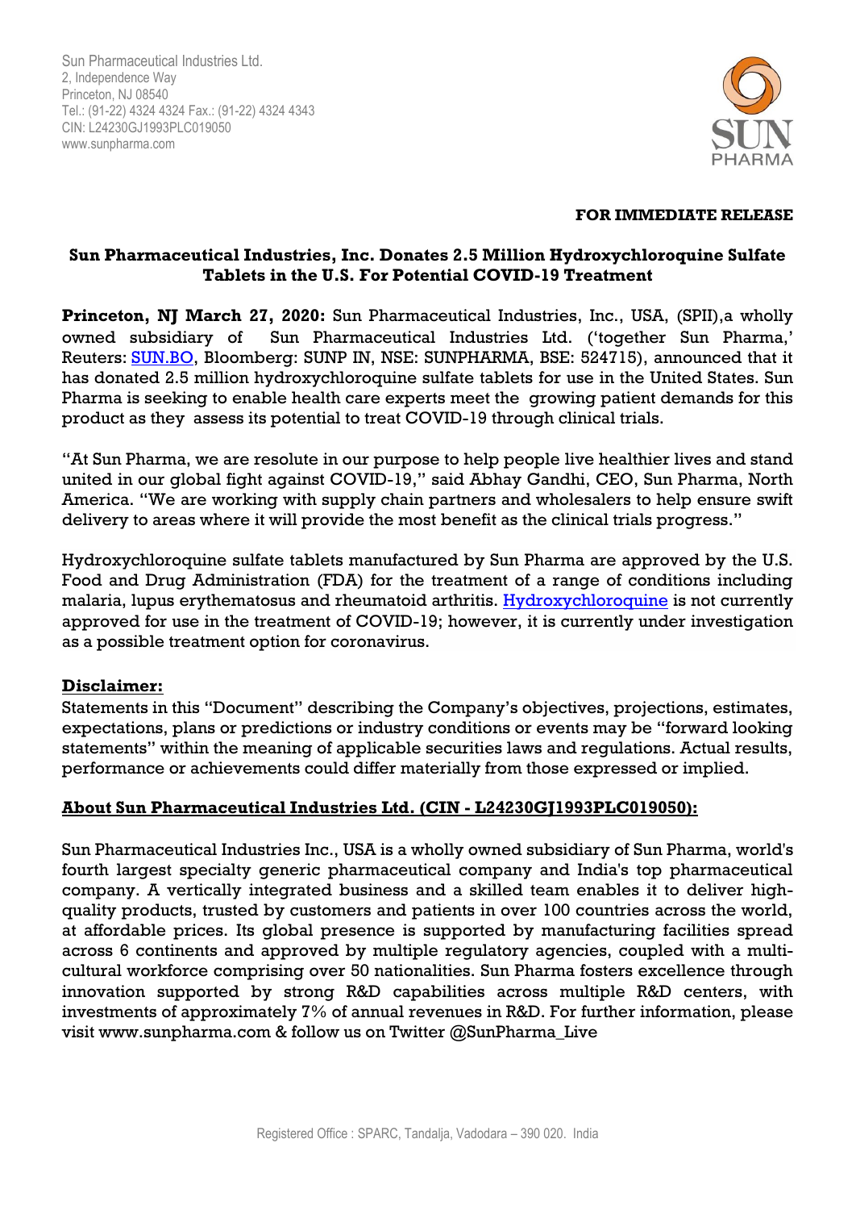Sun Pharmaceutical Industries Ltd.
2, Independence Way
Princeton, NJ 08540
Tel.: (91-22) 4324 4324 Fax.: (91-22) 4324 4343
CIN: L24230GJ1993PLC019050
www.sunpharma.com

**FOR IMMEDIATE RELEASE**

## Sun Pharmaceutical Industries, Inc. Donates 2.5 Million Hydroxychloroquine Sulfate Tablets in the U.S. For Potential COVID-19 Treatment

**Princeton, NJ March 27, 2020:** Sun Pharmaceutical Industries, Inc., USA, (SPII),a wholly owned subsidiary of Sun Pharmaceutical Industries Ltd. ('together Sun Pharma,' Reuters: SUN.BO, Bloomberg: SUNP IN, NSE: SUNPHARMA, BSE: 524715), announced that it has donated 2.5 million hydroxychloroquine sulfate tablets for use in the United States. Sun Pharma is seeking to enable health care experts meet the growing patient demands for this product as they assess its potential to treat COVID-19 through clinical trials.

"At Sun Pharma, we are resolute in our purpose to help people live healthier lives and stand united in our global fight against COVID-19," said Abhay Gandhi, CEO, Sun Pharma, North America. "We are working with supply chain partners and wholesalers to help ensure swift delivery to areas where it will provide the most benefit as the clinical trials progress."

Hydroxychloroquine sulfate tablets manufactured by Sun Pharma are approved by the U.S. Food and Drug Administration (FDA) for the treatment of a range of conditions including malaria, lupus erythematosus and rheumatoid arthritis. Hydroxychloroquine is not currently approved for use in the treatment of COVID-19; however, it is currently under investigation as a possible treatment option for coronavirus.

**Disclaimer:**

Statements in this "Document" describing the Company's objectives, projections, estimates, expectations, plans or predictions or industry conditions or events may be "forward looking statements" within the meaning of applicable securities laws and regulations. Actual results, performance or achievements could differ materially from those expressed or implied.

**About Sun Pharmaceutical Industries Ltd. (CIN - L24230GJ1993PLC019050):**

Sun Pharmaceutical Industries Inc., USA is a wholly owned subsidiary of Sun Pharma, world's fourth largest specialty generic pharmaceutical company and India's top pharmaceutical company. A vertically integrated business and a skilled team enables it to deliver high-quality products, trusted by customers and patients in over 100 countries across the world, at affordable prices. Its global presence is supported by manufacturing facilities spread across 6 continents and approved by multiple regulatory agencies, coupled with a multi-cultural workforce comprising over 50 nationalities. Sun Pharma fosters excellence through innovation supported by strong R&D capabilities across multiple R&D centers, with investments of approximately 7% of annual revenues in R&D. For further information, please visit www.sunpharma.com & follow us on Twitter @SunPharma_Live

Registered Office : SPARC, Tandalja, Vadodara – 390 020. India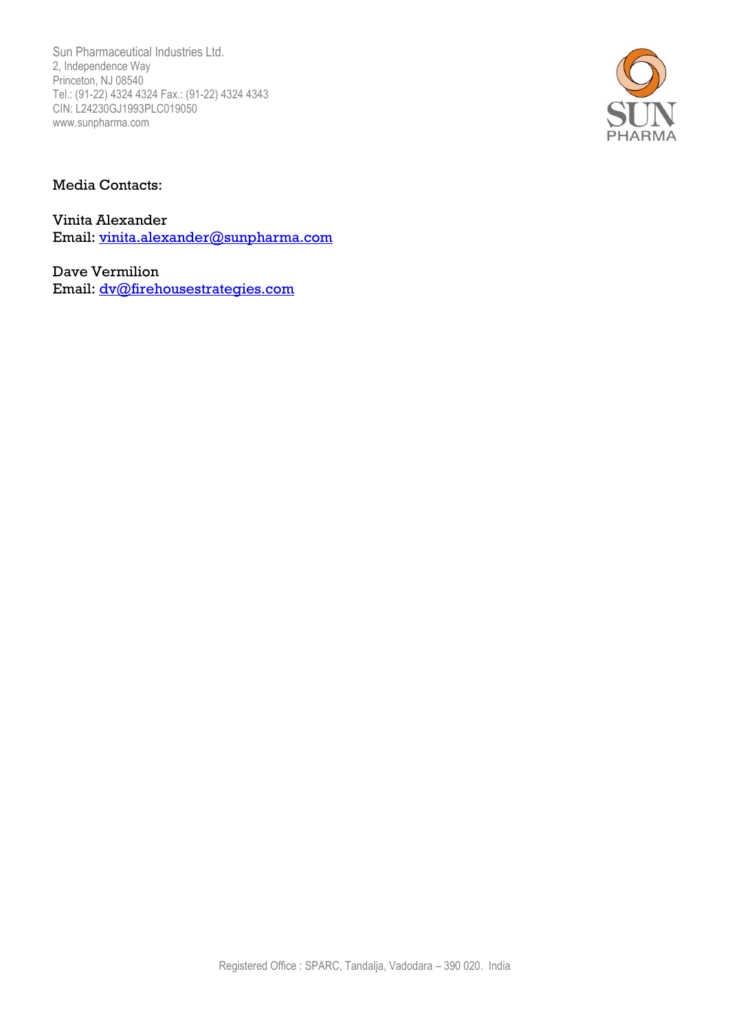Sun Pharmaceutical Industries Ltd.
2, Independence Way
Princeton, NJ 08540
Tel.: (91-22) 4324 4324 Fax.: (91-22) 4324 4343
CIN: L24230GJ1993PLC019050
www.sunpharma.com

Media Contacts:

Vinita Alexander
Email: vinita.alexander@sunpharma.com

Dave Vermilion
Email: dv@firehousestrategies.com

Registered Office : SPARC, Tandalja, Vadodara – 390 020. India